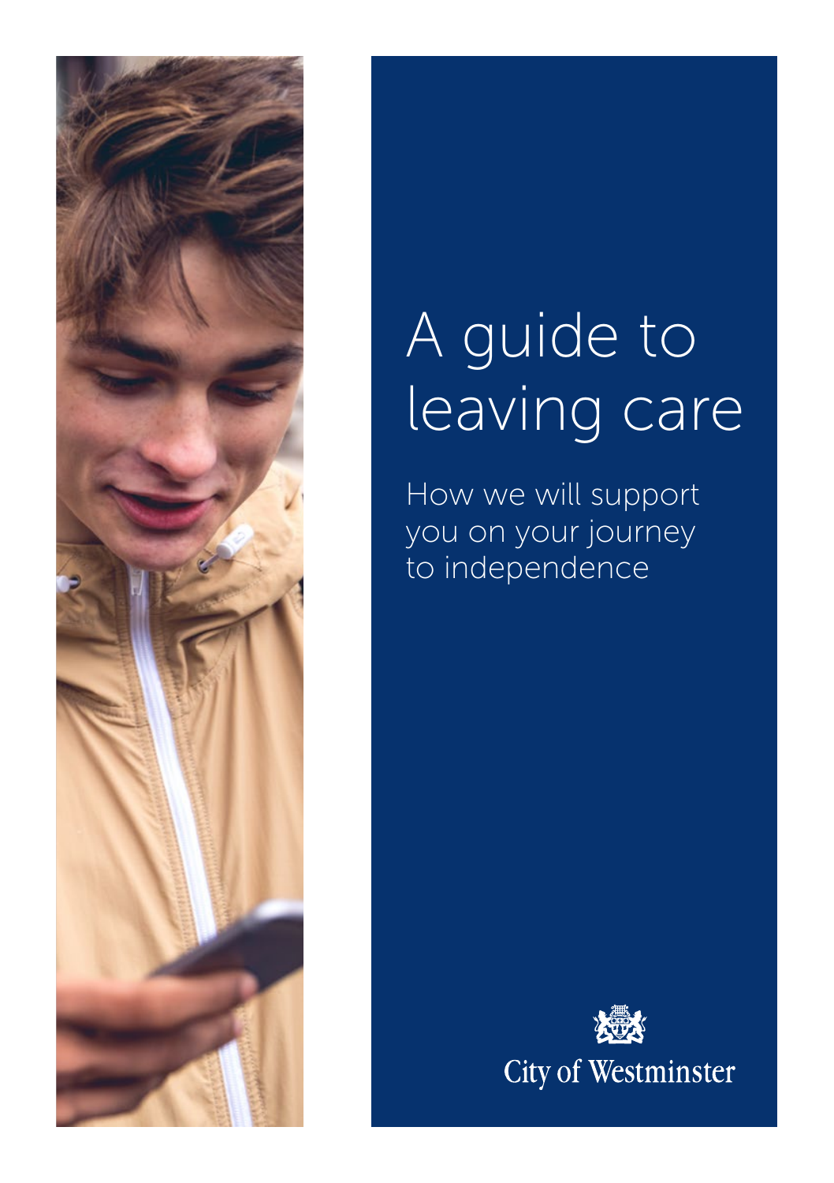# A guide to leaving care

How we will support you on your journey to independence

City of Westminster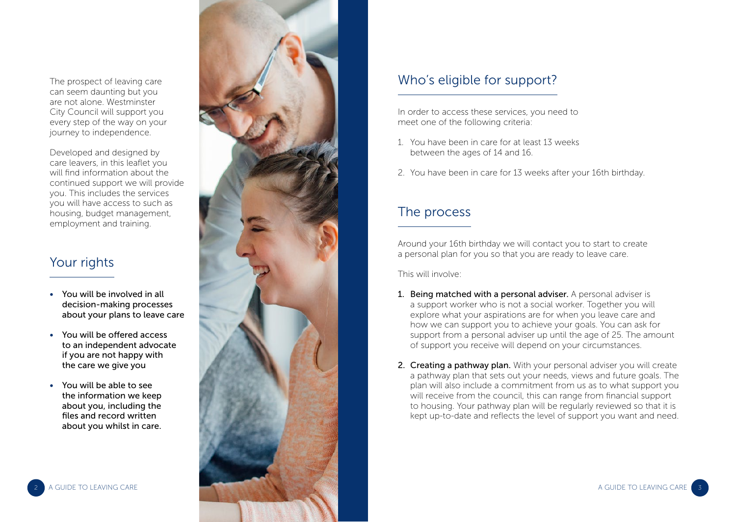The prospect of leaving care can seem daunting but you are not alone. Westminster City Council will support you every step of the way on your journey to independence.

Developed and designed by care leavers, in this leaflet you will find information about the continued support we will provide you. This includes the services you will have access to such as housing, budget management, employment and training.

## Your rights

- **You will be involved in all decision-making processes about your plans to leave care**
- **You will be offered access to an independent advocate if you are not happy with the care we give you**
- **You will be able to see the information we keep about you, including the files and record written about you whilst in care.**

## Who's eligible for support?

In order to access these services, you need to meet one of the following criteria:

1. You have been in care for at least 13 weeks between the ages of 14 and 16.
2. You have been in care for 13 weeks after your 16th birthday.

## The process

Around your 16th birthday we will contact you to start to create a personal plan for you so that you are ready to leave care.

This will involve:

1. **Being matched with a personal adviser.** A personal adviser is a support worker who is not a social worker. Together you will explore what your aspirations are for when you leave care and how we can support you to achieve your goals. You can ask for support from a personal adviser up until the age of 25. The amount of support you receive will depend on your circumstances.
2. **Creating a pathway plan.** With your personal adviser you will create a pathway plan that sets out your needs, views and future goals. The plan will also include a commitment from us as to what support you will receive from the council, this can range from financial support to housing. Your pathway plan will be regularly reviewed so that it is kept up-to-date and reflects the level of support you want and need.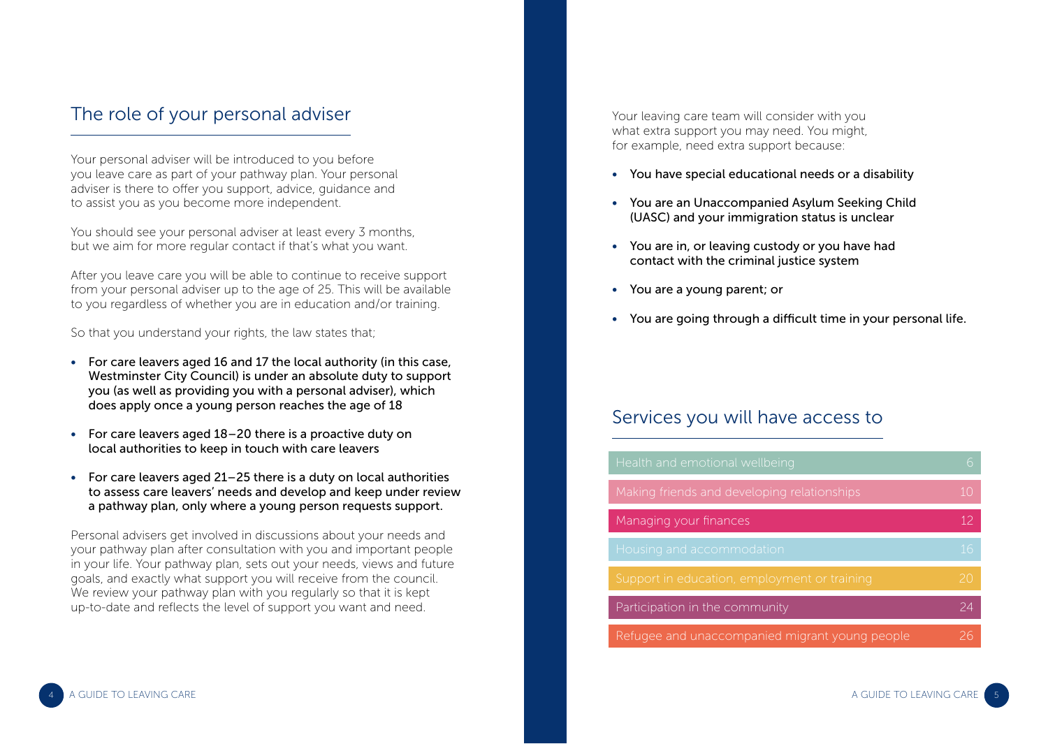## The role of your personal adviser

Your personal adviser will be introduced to you before you leave care as part of your pathway plan. Your personal adviser is there to offer you support, advice, guidance and to assist you as you become more independent.

You should see your personal adviser at least every 3 months, but we aim for more regular contact if that's what you want.

After you leave care you will be able to continue to receive support from your personal adviser up to the age of 25. This will be available to you regardless of whether you are in education and/or training.

So that you understand your rights, the law states that;

- For care leavers aged 16 and 17 the local authority (in this case, Westminster City Council) is under an absolute duty to support you (as well as providing you with a personal adviser), which does apply once a young person reaches the age of 18
- For care leavers aged 18–20 there is a proactive duty on local authorities to keep in touch with care leavers
- For care leavers aged 21–25 there is a duty on local authorities to assess care leavers' needs and develop and keep under review a pathway plan, only where a young person requests support.

Personal advisers get involved in discussions about your needs and your pathway plan after consultation with you and important people in your life. Your pathway plan, sets out your needs, views and future goals, and exactly what support you will receive from the council. We review your pathway plan with you regularly so that it is kept up-to-date and reflects the level of support you want and need.

Your leaving care team will consider with you what extra support you may need. You might, for example, need extra support because:

- You have special educational needs or a disability
- You are an Unaccompanied Asylum Seeking Child (UASC) and your immigration status is unclear
- You are in, or leaving custody or you have had contact with the criminal justice system
- You are a young parent; or
- You are going through a difficult time in your personal life.

## Services you will have access to

| | |
|---|---|
| Health and emotional wellbeing | 6 |
| Making friends and developing relationships | 10 |
| Managing your finances | 12 |
| Housing and accommodation | 16 |
| Support in education, employment or training | 20 |
| Participation in the community | 24 |
| Refugee and unaccompanied migrant young people | 26 |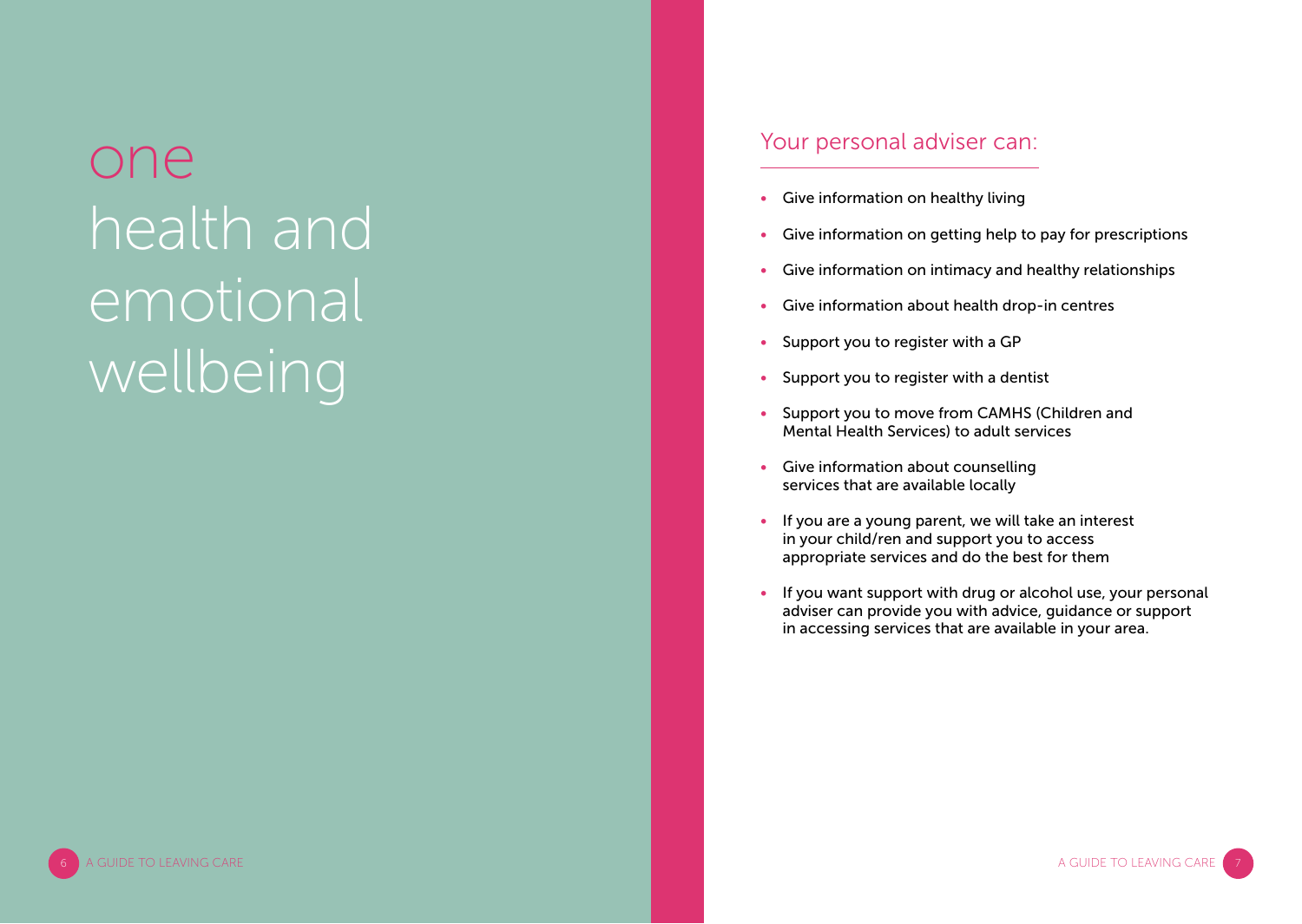# one health and emotional wellbeing

## Your personal adviser can:

- Give information on healthy living
- Give information on getting help to pay for prescriptions
- Give information on intimacy and healthy relationships
- Give information about health drop-in centres
- Support you to register with a GP
- Support you to register with a dentist
- Support you to move from CAMHS (Children and Mental Health Services) to adult services
- Give information about counselling services that are available locally
- If you are a young parent, we will take an interest in your child/ren and support you to access appropriate services and do the best for them
- If you want support with drug or alcohol use, your personal adviser can provide you with advice, guidance or support in accessing services that are available in your area.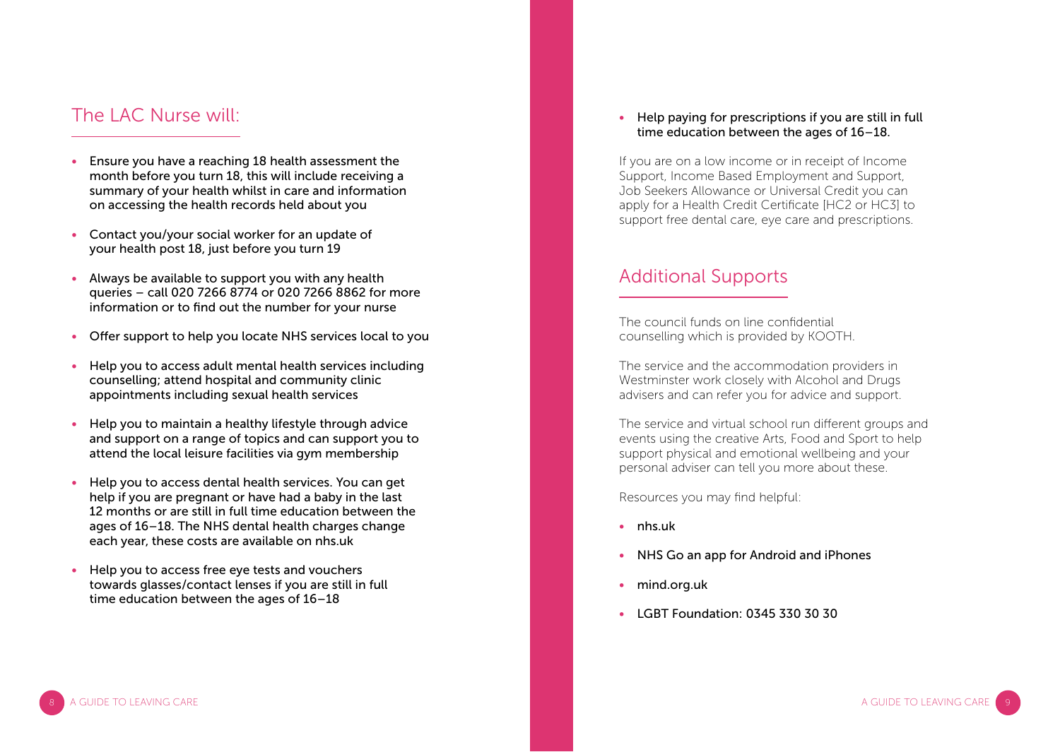## The LAC Nurse will:

- Ensure you have a reaching 18 health assessment the month before you turn 18, this will include receiving a summary of your health whilst in care and information on accessing the health records held about you
- Contact you/your social worker for an update of your health post 18, just before you turn 19
- Always be available to support you with any health queries – call 020 7266 8774 or 020 7266 8862 for more information or to find out the number for your nurse
- Offer support to help you locate NHS services local to you
- Help you to access adult mental health services including counselling; attend hospital and community clinic appointments including sexual health services
- Help you to maintain a healthy lifestyle through advice and support on a range of topics and can support you to attend the local leisure facilities via gym membership
- Help you to access dental health services. You can get help if you are pregnant or have had a baby in the last 12 months or are still in full time education between the ages of 16–18. The NHS dental health charges change each year, these costs are available on nhs.uk
- Help you to access free eye tests and vouchers towards glasses/contact lenses if you are still in full time education between the ages of 16–18
- Help paying for prescriptions if you are still in full time education between the ages of 16–18.

If you are on a low income or in receipt of Income Support, Income Based Employment and Support, Job Seekers Allowance or Universal Credit you can apply for a Health Credit Certificate [HC2 or HC3] to support free dental care, eye care and prescriptions.

## Additional Supports

The council funds on line confidential counselling which is provided by KOOTH.

The service and the accommodation providers in Westminster work closely with Alcohol and Drugs advisers and can refer you for advice and support.

The service and virtual school run different groups and events using the creative Arts, Food and Sport to help support physical and emotional wellbeing and your personal adviser can tell you more about these.

Resources you may find helpful:

- nhs.uk
- NHS Go an app for Android and iPhones
- mind.org.uk
- LGBT Foundation: 0345 330 30 30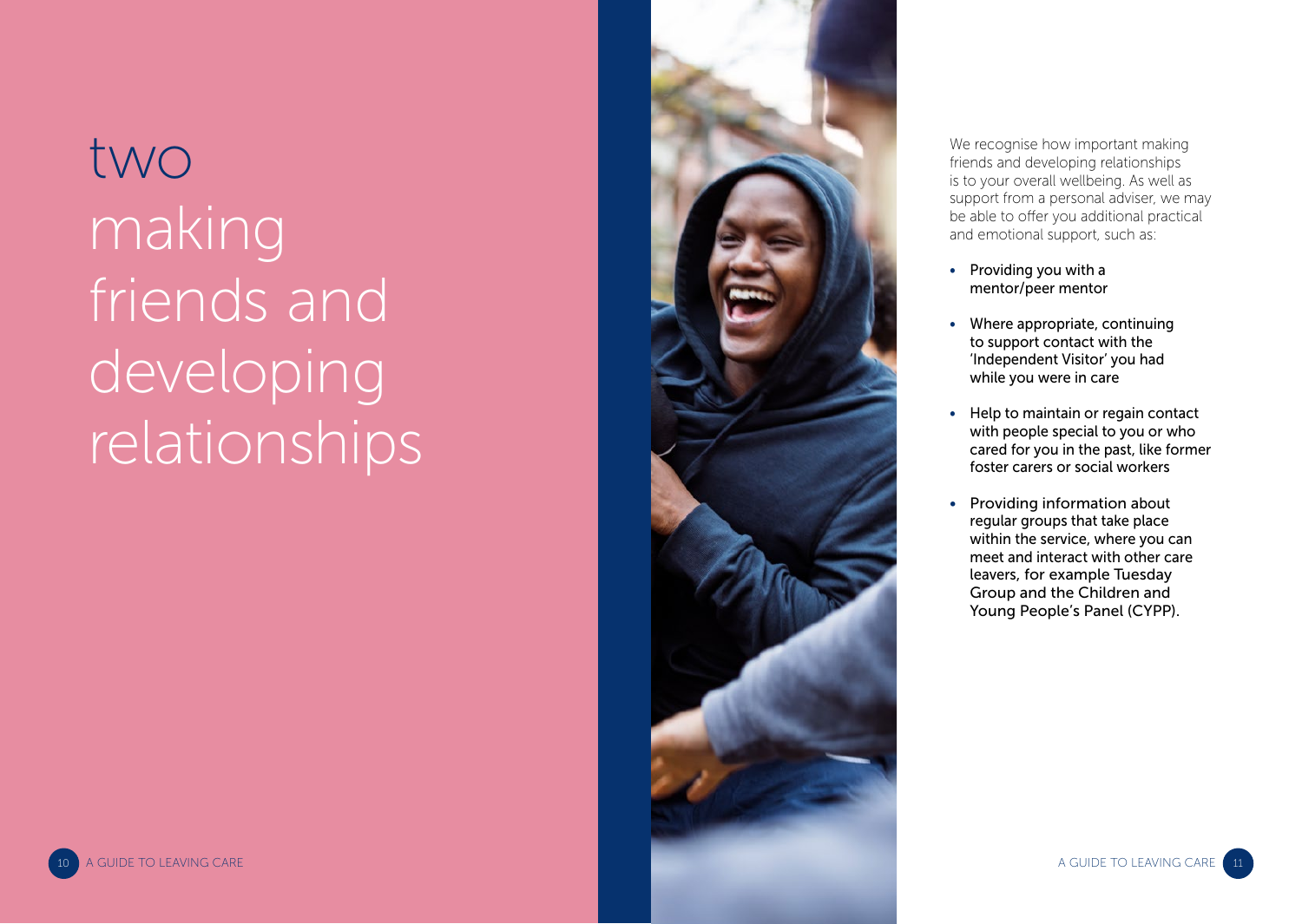# two making friends and developing relationships

We recognise how important making friends and developing relationships is to your overall wellbeing. As well as support from a personal adviser, we may be able to offer you additional practical and emotional support, such as:

- Providing you with a mentor/peer mentor
- Where appropriate, continuing to support contact with the 'Independent Visitor' you had while you were in care
- Help to maintain or regain contact with people special to you or who cared for you in the past, like former foster carers or social workers
- Providing information about regular groups that take place within the service, where you can meet and interact with other care leavers, for example Tuesday Group and the Children and Young People's Panel (CYPP).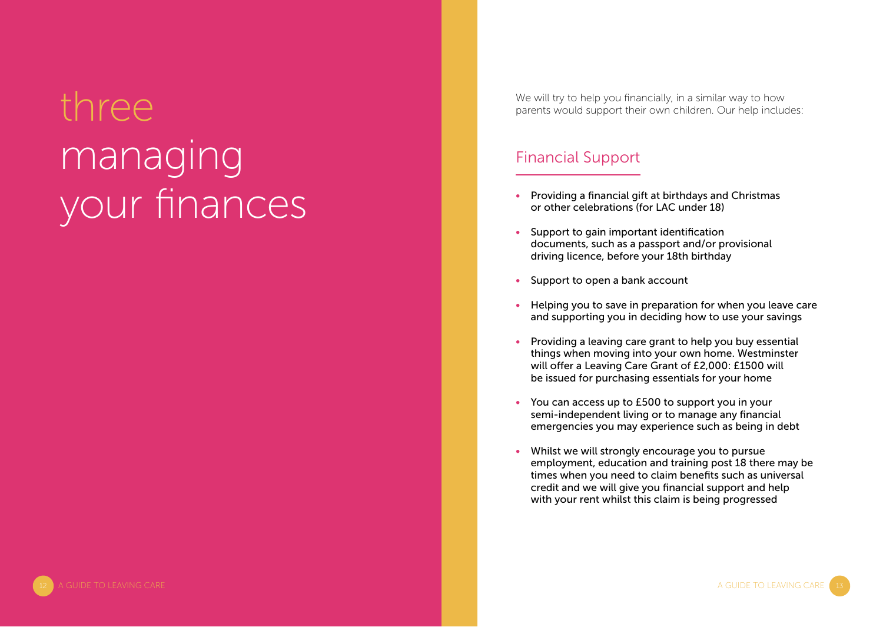# three managing your finances

We will try to help you financially, in a similar way to how parents would support their own children. Our help includes:

## Financial Support

- Providing a financial gift at birthdays and Christmas or other celebrations (for LAC under 18)
- Support to gain important identification documents, such as a passport and/or provisional driving licence, before your 18th birthday
- Support to open a bank account
- Helping you to save in preparation for when you leave care and supporting you in deciding how to use your savings
- Providing a leaving care grant to help you buy essential things when moving into your own home. Westminster will offer a Leaving Care Grant of £2,000: £1500 will be issued for purchasing essentials for your home
- You can access up to £500 to support you in your semi-independent living or to manage any financial emergencies you may experience such as being in debt
- Whilst we will strongly encourage you to pursue employment, education and training post 18 there may be times when you need to claim benefits such as universal credit and we will give you financial support and help with your rent whilst this claim is being progressed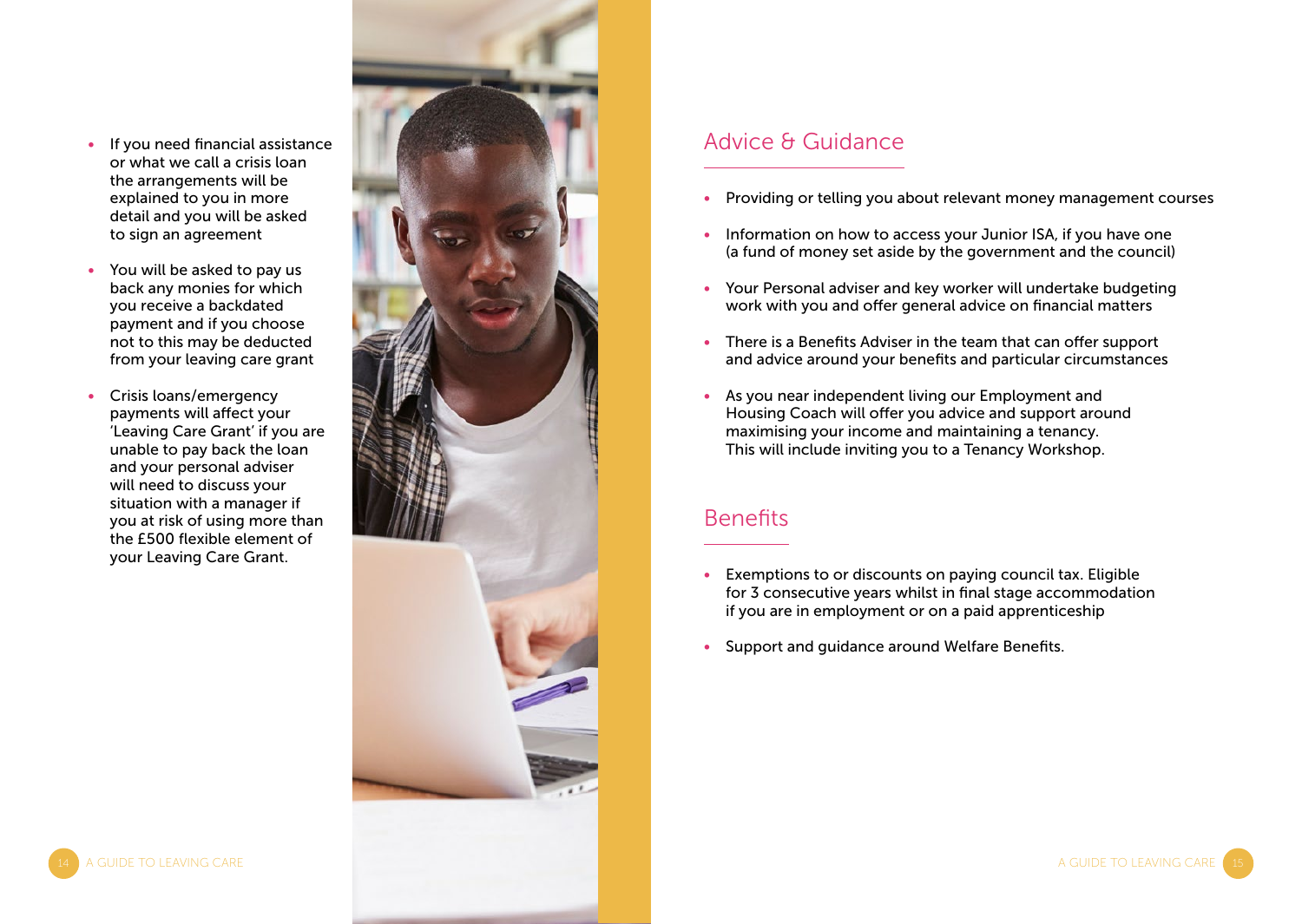- If you need financial assistance or what we call a crisis loan the arrangements will be explained to you in more detail and you will be asked to sign an agreement
- You will be asked to pay us back any monies for which you receive a backdated payment and if you choose not to this may be deducted from your leaving care grant
- Crisis loans/emergency payments will affect your 'Leaving Care Grant' if you are unable to pay back the loan and your personal adviser will need to discuss your situation with a manager if you at risk of using more than the £500 flexible element of your Leaving Care Grant.

## Advice & Guidance

- Providing or telling you about relevant money management courses
- Information on how to access your Junior ISA, if you have one (a fund of money set aside by the government and the council)
- Your Personal adviser and key worker will undertake budgeting work with you and offer general advice on financial matters
- There is a Benefits Adviser in the team that can offer support and advice around your benefits and particular circumstances
- As you near independent living our Employment and Housing Coach will offer you advice and support around maximising your income and maintaining a tenancy. This will include inviting you to a Tenancy Workshop.

## Benefits

- Exemptions to or discounts on paying council tax. Eligible for 3 consecutive years whilst in final stage accommodation if you are in employment or on a paid apprenticeship
- Support and guidance around Welfare Benefits.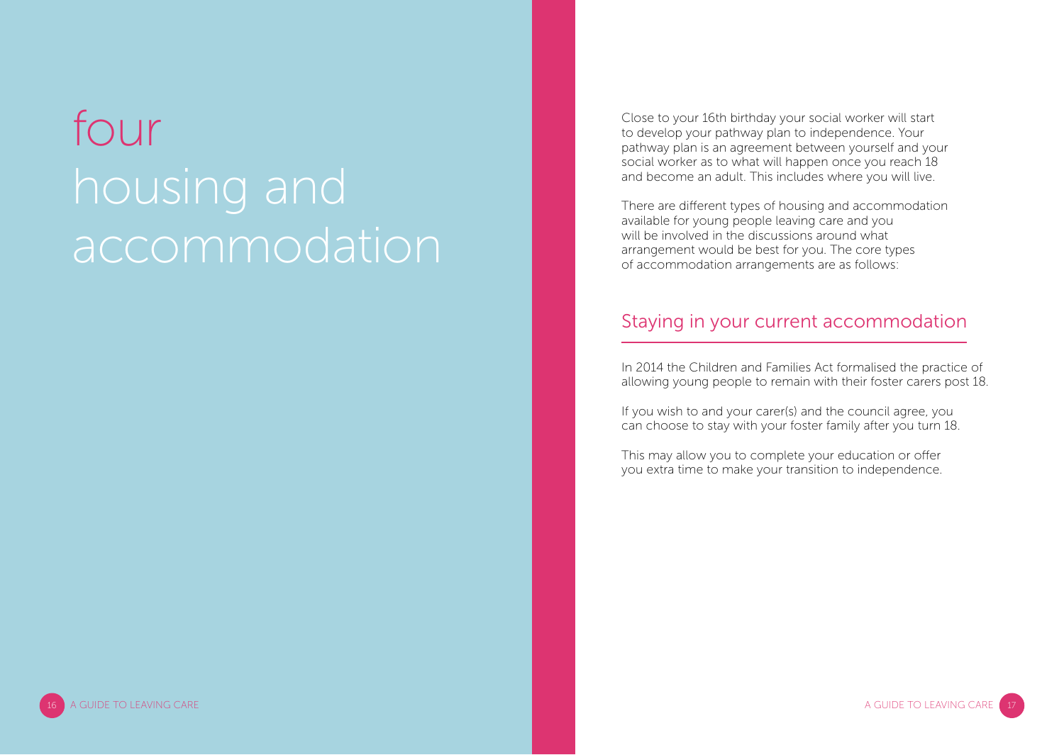# four housing and accommodation

Close to your 16th birthday your social worker will start to develop your pathway plan to independence. Your pathway plan is an agreement between yourself and your social worker as to what will happen once you reach 18 and become an adult. This includes where you will live.

There are different types of housing and accommodation available for young people leaving care and you will be involved in the discussions around what arrangement would be best for you. The core types of accommodation arrangements are as follows:

## Staying in your current accommodation

In 2014 the Children and Families Act formalised the practice of allowing young people to remain with their foster carers post 18.

If you wish to and your carer(s) and the council agree, you can choose to stay with your foster family after you turn 18.

This may allow you to complete your education or offer you extra time to make your transition to independence.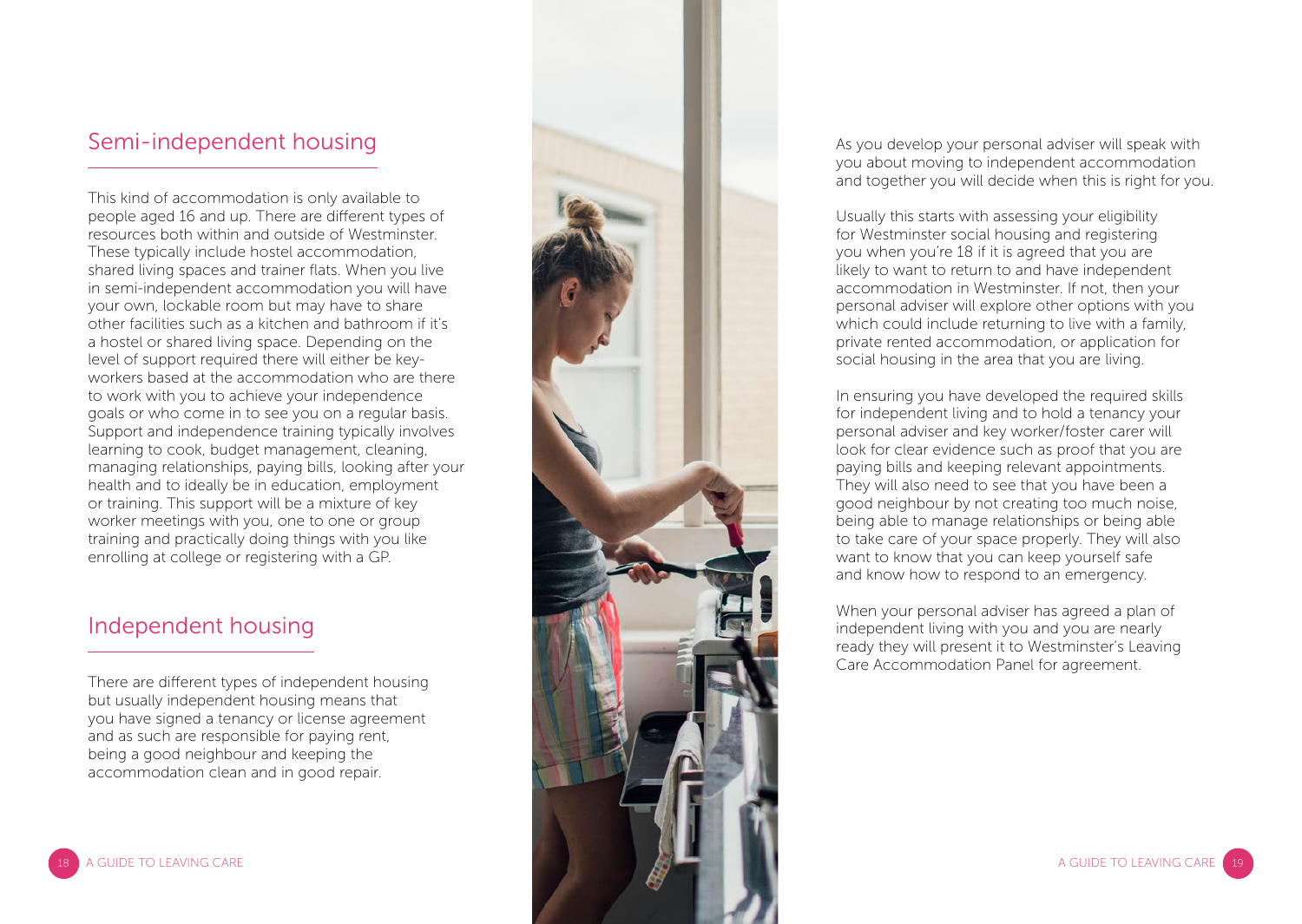## Semi-independent housing

This kind of accommodation is only available to people aged 16 and up. There are different types of resources both within and outside of Westminster. These typically include hostel accommodation, shared living spaces and trainer flats. When you live in semi-independent accommodation you will have your own, lockable room but may have to share other facilities such as a kitchen and bathroom if it's a hostel or shared living space. Depending on the level of support required there will either be key-workers based at the accommodation who are there to work with you to achieve your independence goals or who come in to see you on a regular basis. Support and independence training typically involves learning to cook, budget management, cleaning, managing relationships, paying bills, looking after your health and to ideally be in education, employment or training. This support will be a mixture of key worker meetings with you, one to one or group training and practically doing things with you like enrolling at college or registering with a GP.

## Independent housing

There are different types of independent housing but usually independent housing means that you have signed a tenancy or license agreement and as such are responsible for paying rent, being a good neighbour and keeping the accommodation clean and in good repair.

As you develop your personal adviser will speak with you about moving to independent accommodation and together you will decide when this is right for you.

Usually this starts with assessing your eligibility for Westminster social housing and registering you when you're 18 if it is agreed that you are likely to want to return to and have independent accommodation in Westminster. If not, then your personal adviser will explore other options with you which could include returning to live with a family, private rented accommodation, or application for social housing in the area that you are living.

In ensuring you have developed the required skills for independent living and to hold a tenancy your personal adviser and key worker/foster carer will look for clear evidence such as proof that you are paying bills and keeping relevant appointments. They will also need to see that you have been a good neighbour by not creating too much noise, being able to manage relationships or being able to take care of your space properly. They will also want to know that you can keep yourself safe and know how to respond to an emergency.

When your personal adviser has agreed a plan of independent living with you and you are nearly ready they will present it to Westminster's Leaving Care Accommodation Panel for agreement.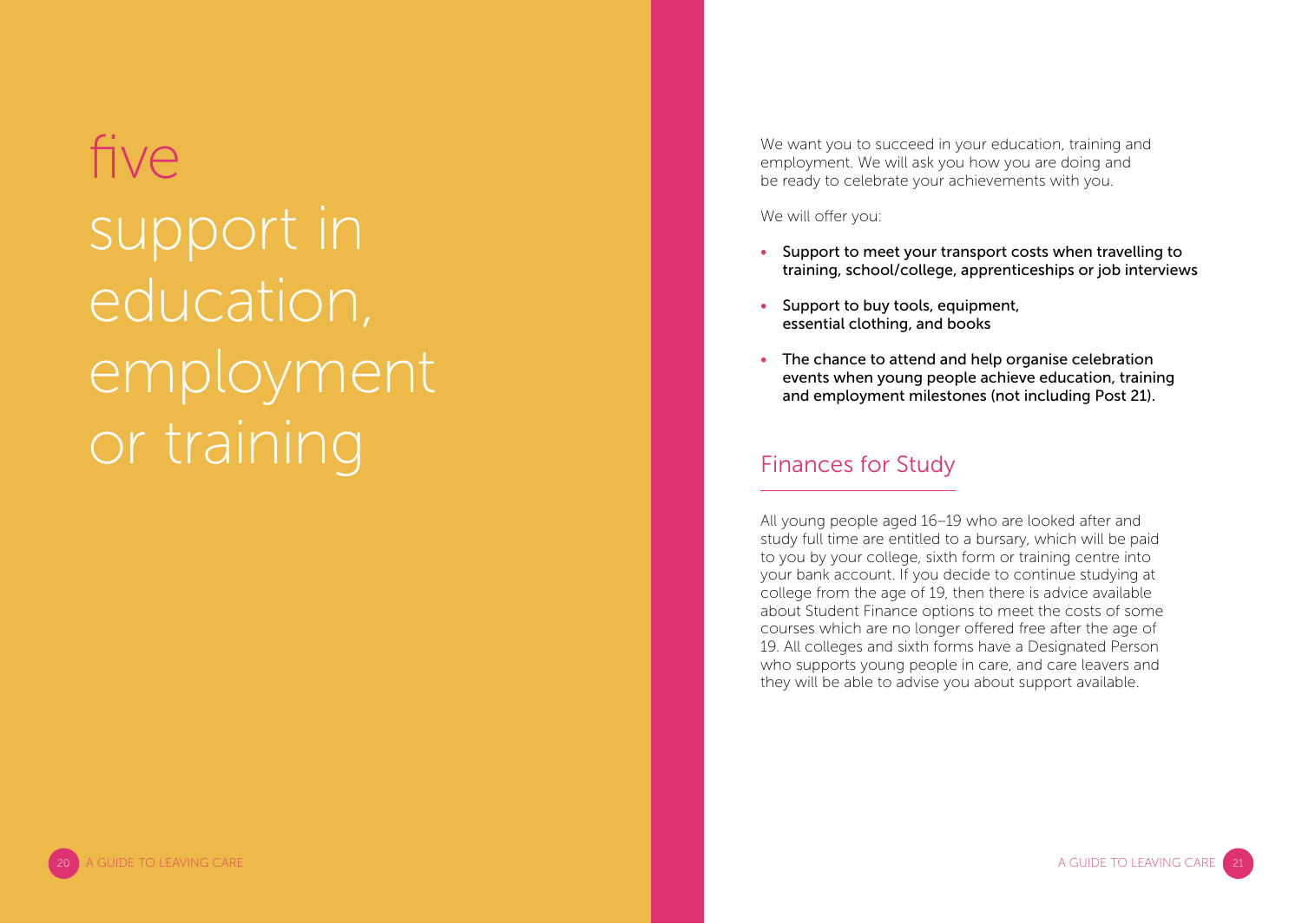# five support in education, employment or training

We want you to succeed in your education, training and employment. We will ask you how you are doing and be ready to celebrate your achievements with you.

We will offer you:

- **Support to meet your transport costs when travelling to training, school/college, apprenticeships or job interviews**
- **Support to buy tools, equipment, essential clothing, and books**
- **The chance to attend and help organise celebration events when young people achieve education, training and employment milestones (not including Post 21).**

## Finances for Study

All young people aged 16–19 who are looked after and study full time are entitled to a bursary, which will be paid to you by your college, sixth form or training centre into your bank account. If you decide to continue studying at college from the age of 19, then there is advice available about Student Finance options to meet the costs of some courses which are no longer offered free after the age of 19. All colleges and sixth forms have a Designated Person who supports young people in care, and care leavers and they will be able to advise you about support available.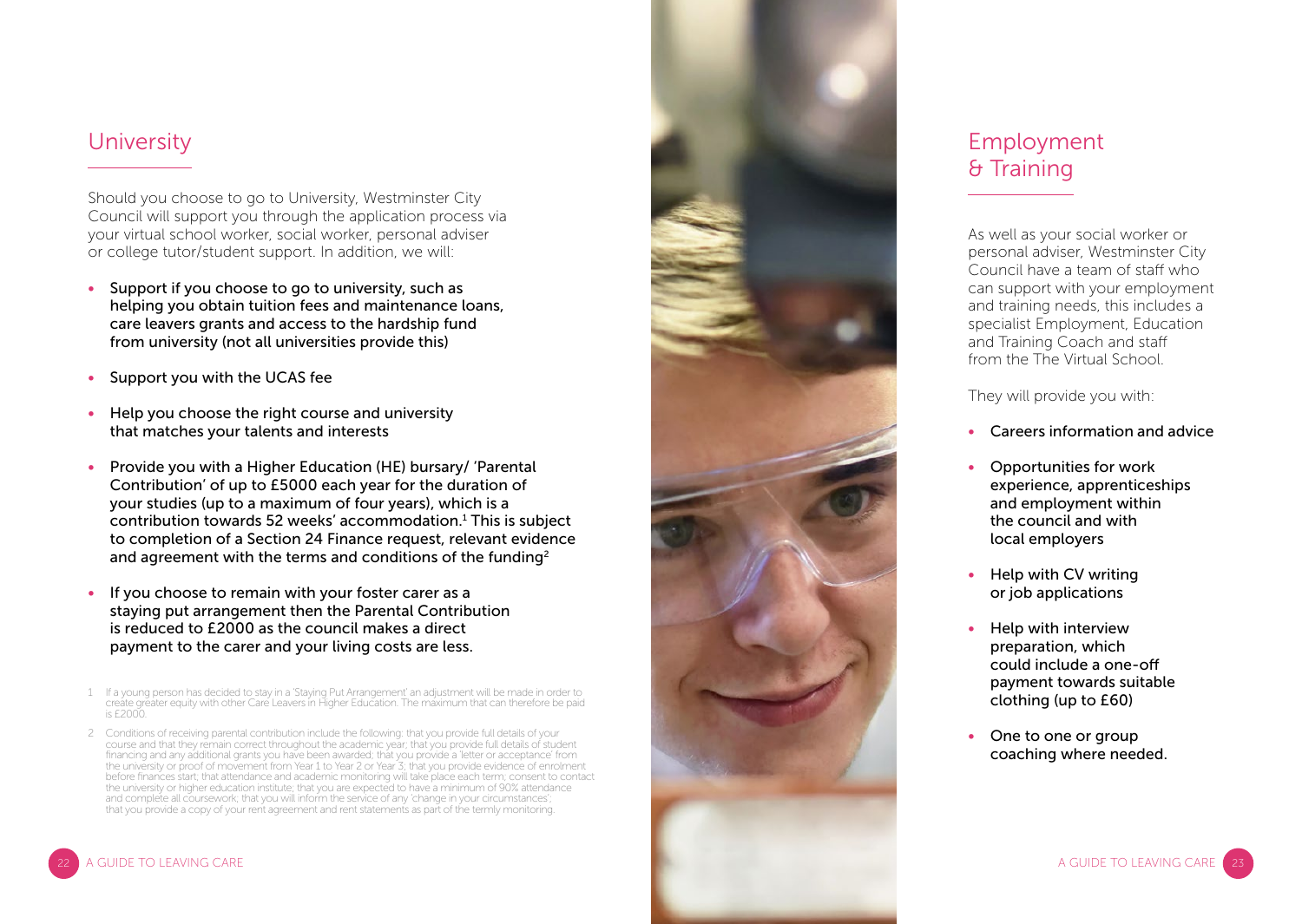## University

Should you choose to go to University, Westminster City Council will support you through the application process via your virtual school worker, social worker, personal adviser or college tutor/student support. In addition, we will:

- Support if you choose to go to university, such as helping you obtain tuition fees and maintenance loans, care leavers grants and access to the hardship fund from university (not all universities provide this)
- Support you with the UCAS fee
- Help you choose the right course and university that matches your talents and interests
- Provide you with a Higher Education (HE) bursary/ 'Parental Contribution' of up to £5000 each year for the duration of your studies (up to a maximum of four years), which is a contribution towards 52 weeks' accommodation.[1] This is subject to completion of a Section 24 Finance request, relevant evidence and agreement with the terms and conditions of the funding[2]
- If you choose to remain with your foster carer as a staying put arrangement then the Parental Contribution is reduced to £2000 as the council makes a direct payment to the carer and your living costs are less.

1 If a young person has decided to stay in a 'Staying Put Arrangement' an adjustment will be made in order to create greater equity with other Care Leavers in Higher Education. The maximum that can therefore be paid is £2000.

2 Conditions of receiving parental contribution include the following: that you provide full details of your course and that they remain correct throughout the academic year; that you provide full details of student financing and any additional grants you have been awarded; that you provide a 'letter or acceptance' from the university or proof of movement from Year 1 to Year 2 or Year 3; that you provide evidence of enrolment before finances start; that attendance and academic monitoring will take place each term; consent to contact the university or higher education institute; that you are expected to have a minimum of 90% attendance and complete all coursework; that you will inform the service of any 'change in your circumstances'; that you provide a copy of your rent agreement and rent statements as part of the termly monitoring.

## Employment & Training

As well as your social worker or personal adviser, Westminster City Council have a team of staff who can support with your employment and training needs, this includes a specialist Employment, Education and Training Coach and staff from the The Virtual School.

They will provide you with:

- Careers information and advice
- Opportunities for work experience, apprenticeships and employment within the council and with local employers
- Help with CV writing or job applications
- Help with interview preparation, which could include a one-off payment towards suitable clothing (up to £60)
- One to one or group coaching where needed.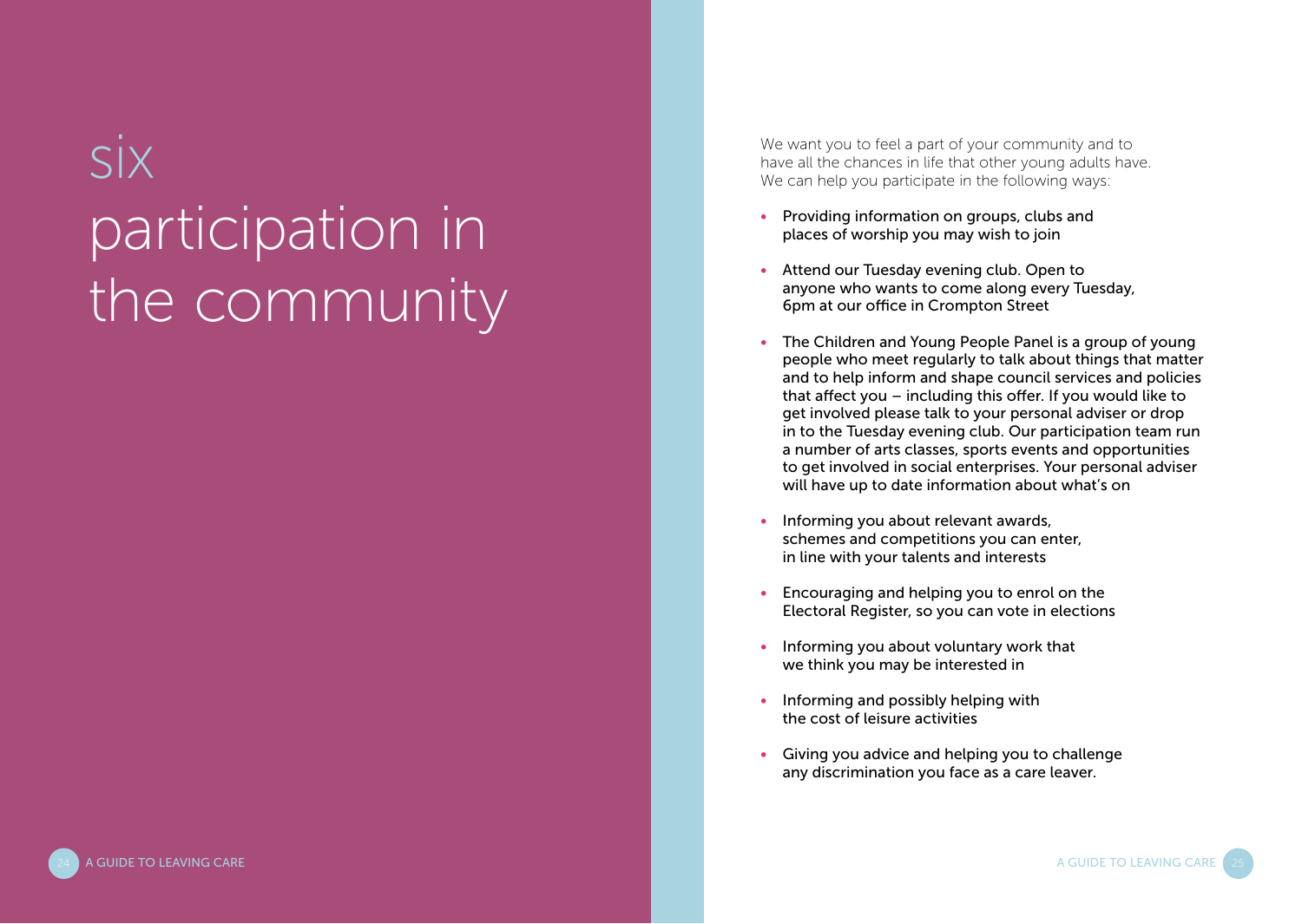# six participation in the community

We want you to feel a part of your community and to have all the chances in life that other young adults have. We can help you participate in the following ways:

- Providing information on groups, clubs and places of worship you may wish to join
- Attend our Tuesday evening club. Open to anyone who wants to come along every Tuesday, 6pm at our office in Crompton Street
- The Children and Young People Panel is a group of young people who meet regularly to talk about things that matter and to help inform and shape council services and policies that affect you – including this offer. If you would like to get involved please talk to your personal adviser or drop in to the Tuesday evening club. Our participation team run a number of arts classes, sports events and opportunities to get involved in social enterprises. Your personal adviser will have up to date information about what's on
- Informing you about relevant awards, schemes and competitions you can enter, in line with your talents and interests
- Encouraging and helping you to enrol on the Electoral Register, so you can vote in elections
- Informing you about voluntary work that we think you may be interested in
- Informing and possibly helping with the cost of leisure activities
- Giving you advice and helping you to challenge any discrimination you face as a care leaver.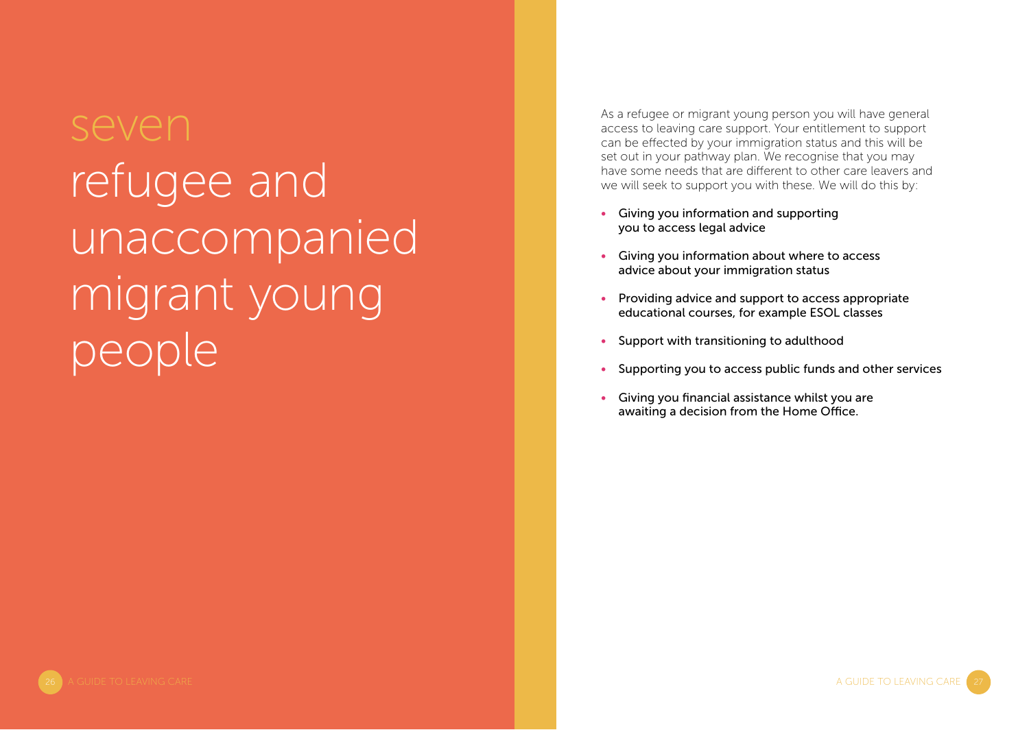# seven
# refugee and unaccompanied migrant young people

As a refugee or migrant young person you will have general access to leaving care support. Your entitlement to support can be effected by your immigration status and this will be set out in your pathway plan. We recognise that you may have some needs that are different to other care leavers and we will seek to support you with these. We will do this by:

- Giving you information and supporting you to access legal advice
- Giving you information about where to access advice about your immigration status
- Providing advice and support to access appropriate educational courses, for example ESOL classes
- Support with transitioning to adulthood
- Supporting you to access public funds and other services
- Giving you financial assistance whilst you are awaiting a decision from the Home Office.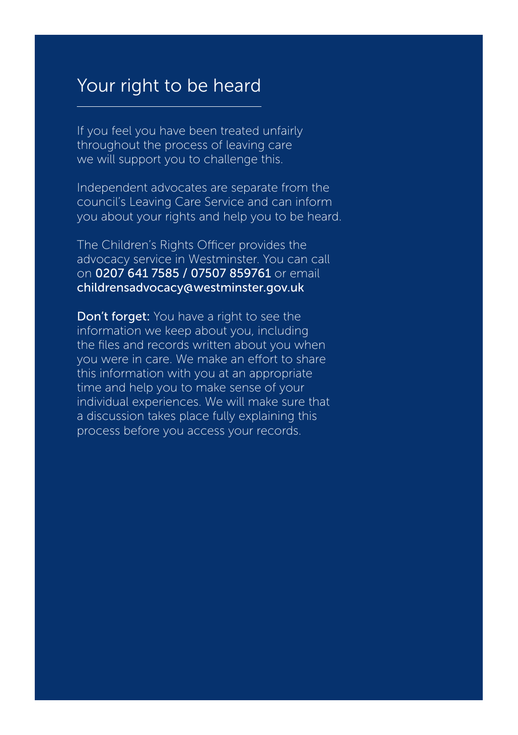## Your right to be heard

If you feel you have been treated unfairly throughout the process of leaving care we will support you to challenge this.

Independent advocates are separate from the council's Leaving Care Service and can inform you about your rights and help you to be heard.

The Children's Rights Officer provides the advocacy service in Westminster. You can call on **0207 641 7585 / 07507 859761** or email **childrensadvocacy@westminster.gov.uk**

**Don't forget:** You have a right to see the information we keep about you, including the files and records written about you when you were in care. We make an effort to share this information with you at an appropriate time and help you to make sense of your individual experiences. We will make sure that a discussion takes place fully explaining this process before you access your records.